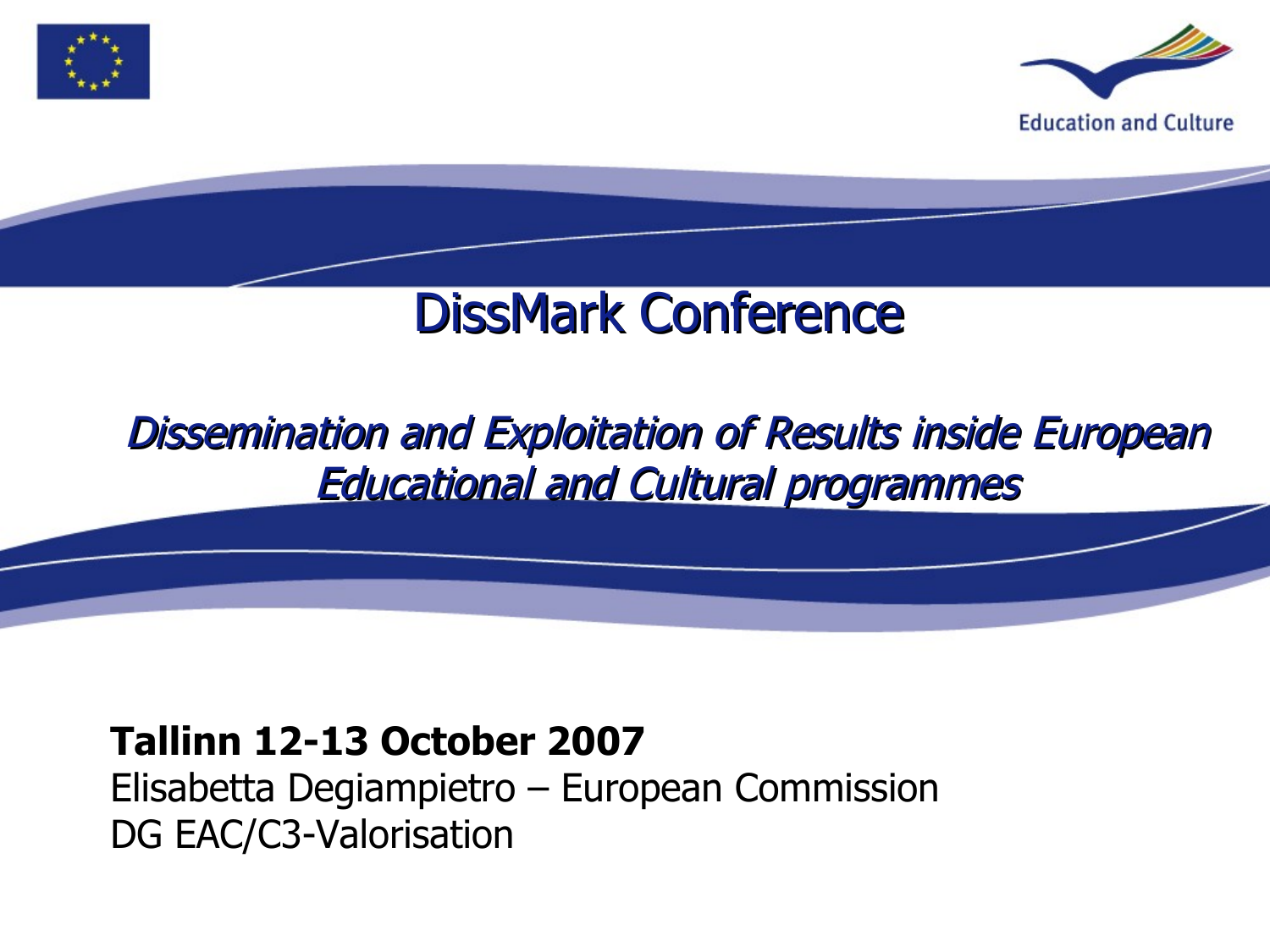Education and Culture

# DissMark Conference

*Dissemination and Exploitation of Results inside European Educational and Cultural programmes*

**Tallinn 12-13 October 2007**
Elisabetta Degiampietro – European Commission
DG EAC/C3-Valorisation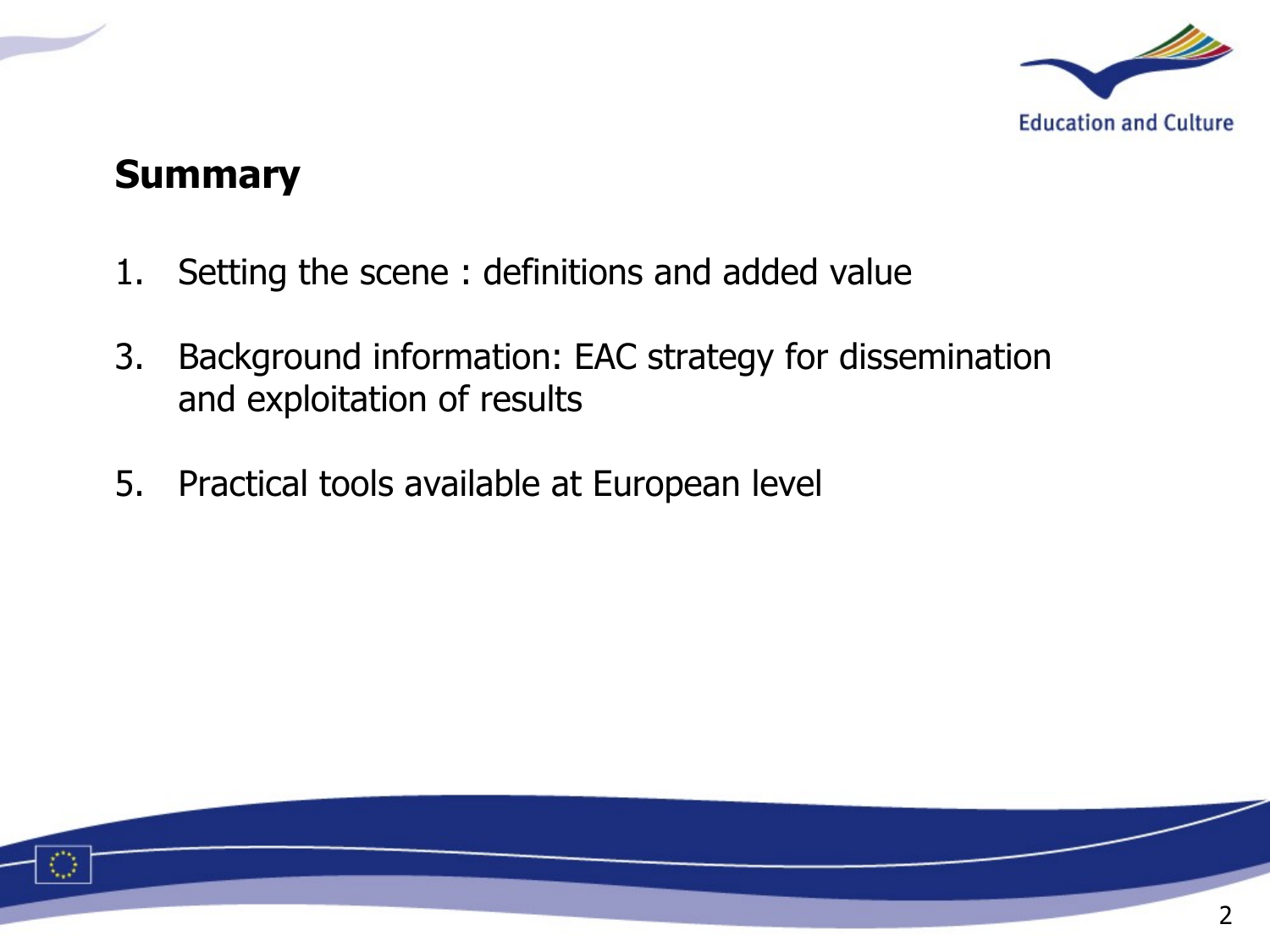## Summary

1. Setting the scene : definitions and added value

3. Background information: EAC strategy for dissemination and exploitation of results

5. Practical tools available at European level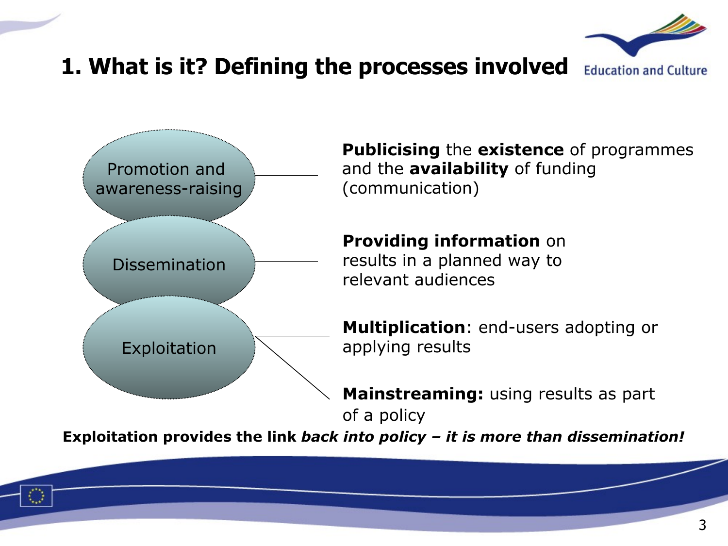# 1. What is it? Defining the processes involved

Education and Culture

- **Promotion and awareness-raising** — **Publicising** the **existence** of programmes and the **availability** of funding (communication)
- **Dissemination** — **Providing information** on results in a planned way to relevant audiences
- **Exploitation**
  - **Multiplication**: end-users adopting or applying results
  - **Mainstreaming:** using results as part of a policy

**Exploitation provides the link *back into policy – it is more than dissemination!***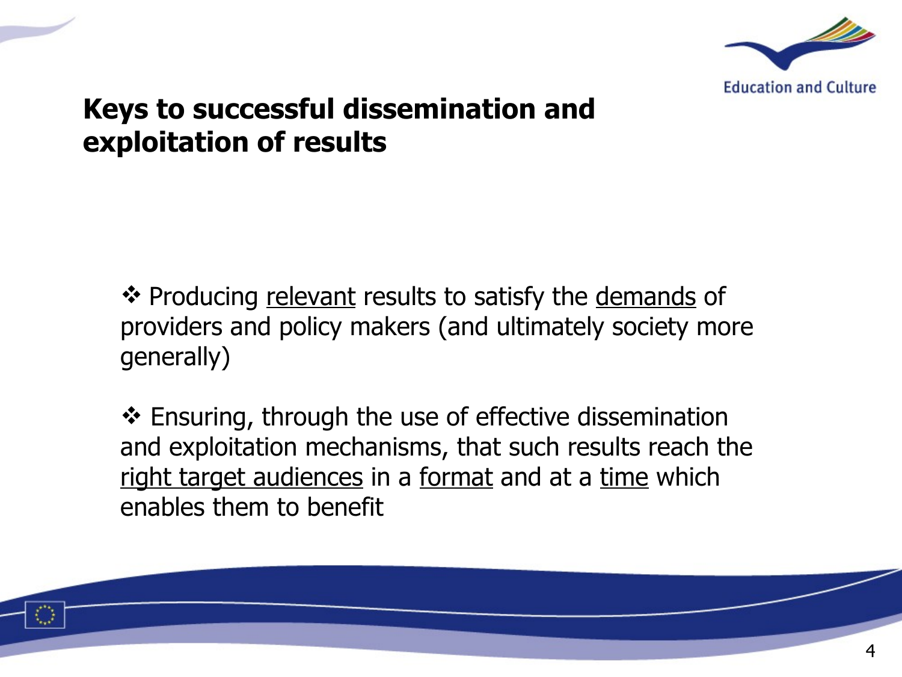# Keys to successful dissemination and exploitation of results

- Producing <u>relevant</u> results to satisfy the <u>demands</u> of providers and policy makers (and ultimately society more generally)

- Ensuring, through the use of effective dissemination and exploitation mechanisms, that such results reach the <u>right target audiences</u> in a <u>format</u> and at a <u>time</u> which enables them to benefit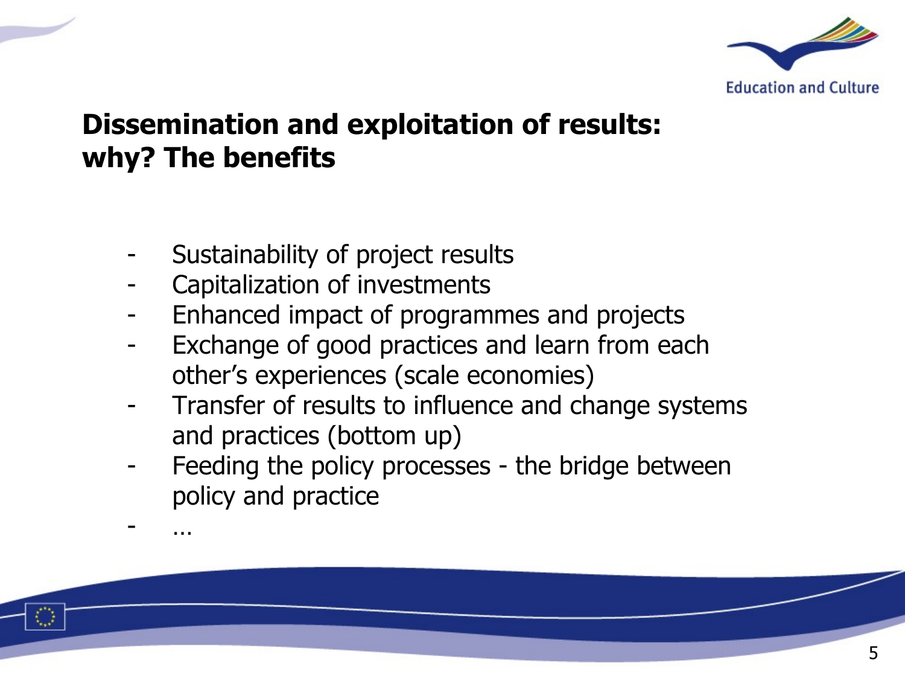## Dissemination and exploitation of results: why? The benefits

- Sustainability of project results
- Capitalization of investments
- Enhanced impact of programmes and projects
- Exchange of good practices and learn from each other's experiences (scale economies)
- Transfer of results to influence and change systems and practices (bottom up)
- Feeding the policy processes - the bridge between policy and practice
- …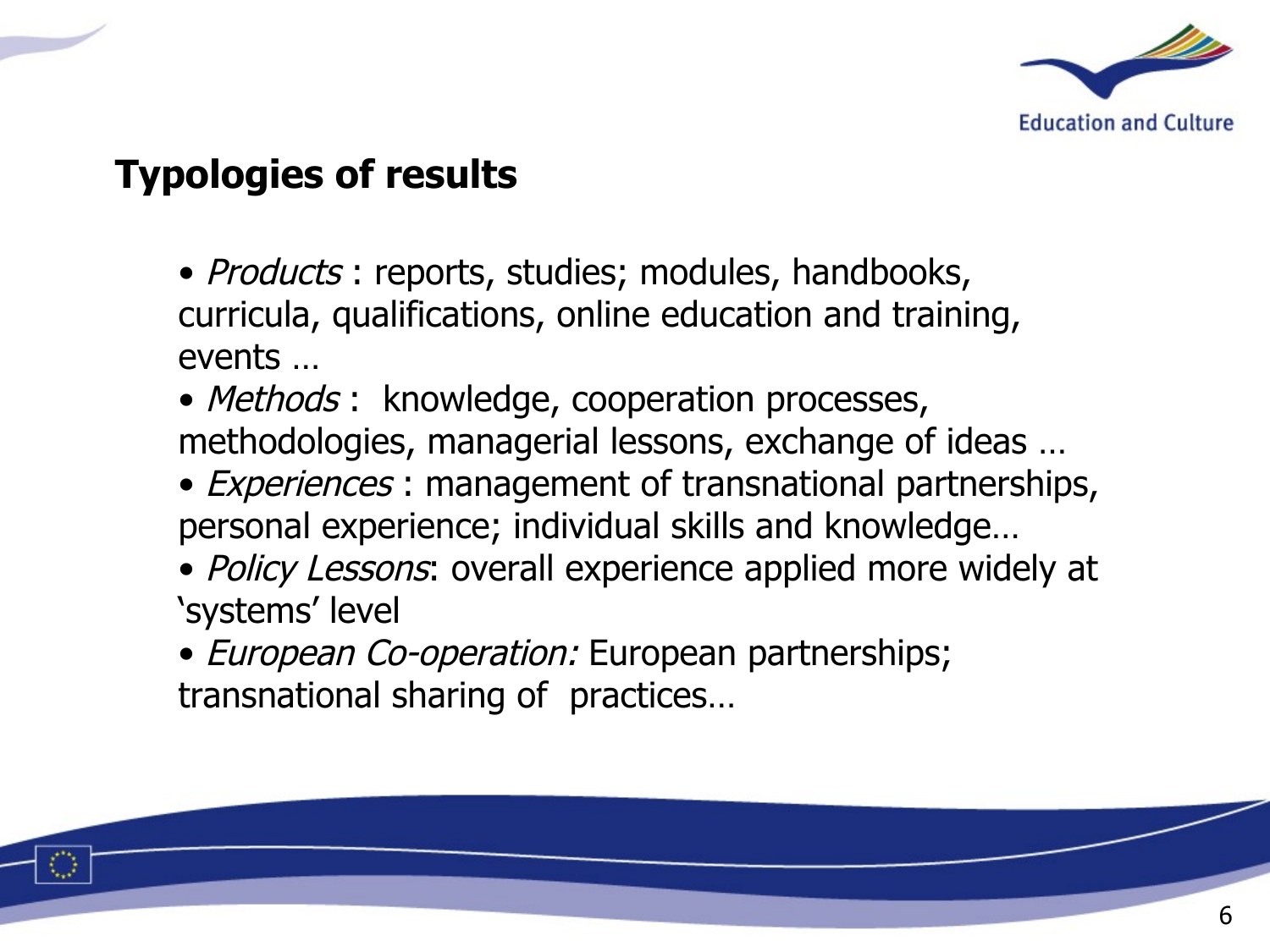## Typologies of results

- *Products* : reports, studies; modules, handbooks, curricula, qualifications, online education and training, events …
- *Methods* : knowledge, cooperation processes, methodologies, managerial lessons, exchange of ideas …
- *Experiences* : management of transnational partnerships, personal experience; individual skills and knowledge…
- *Policy Lessons*: overall experience applied more widely at 'systems' level
- *European Co-operation:* European partnerships; transnational sharing of practices…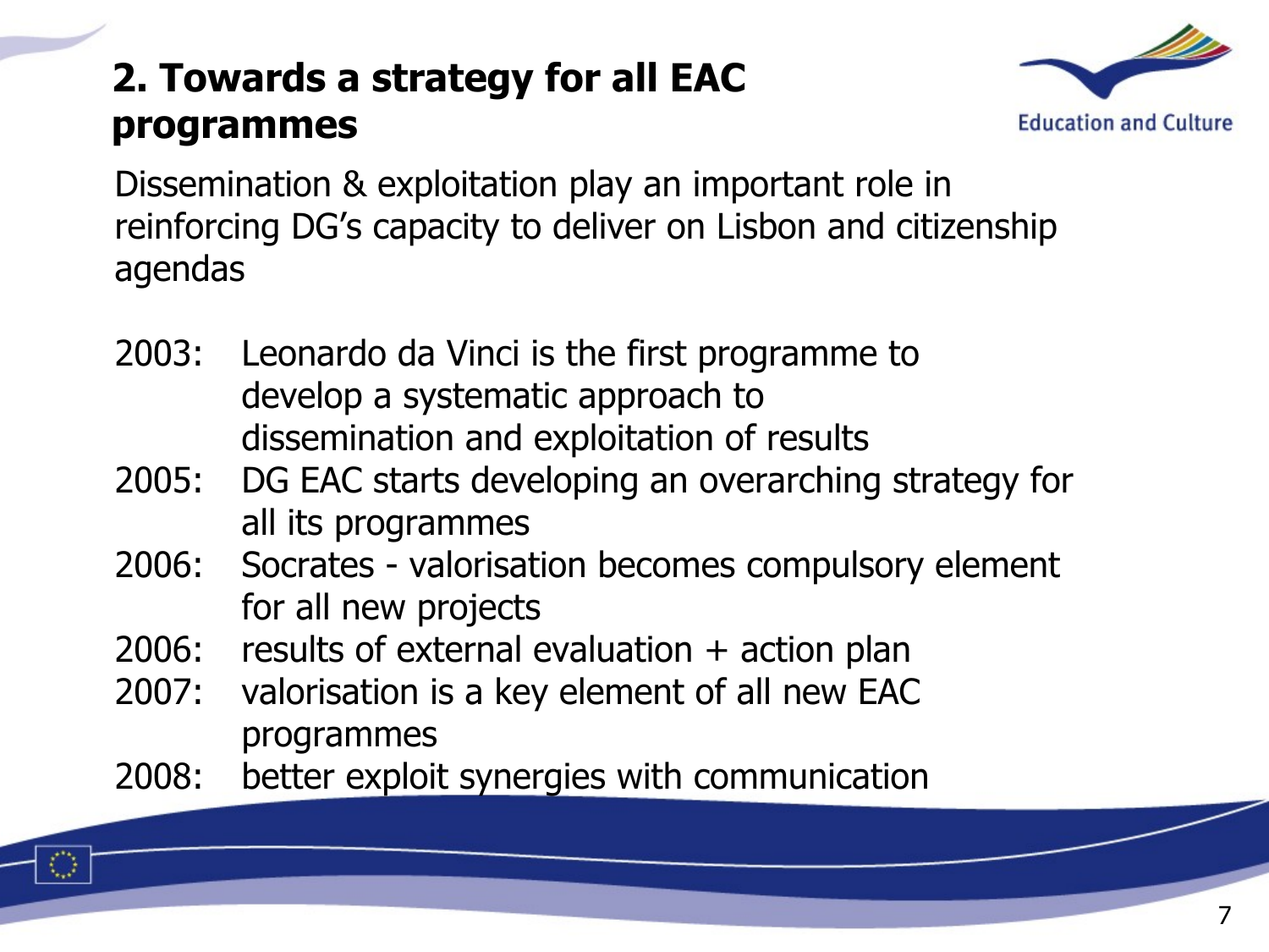## 2. Towards a strategy for all EAC programmes

Dissemination & exploitation play an important role in reinforcing DG's capacity to deliver on Lisbon and citizenship agendas

- 2003: Leonardo da Vinci is the first programme to develop a systematic approach to dissemination and exploitation of results
- 2005: DG EAC starts developing an overarching strategy for all its programmes
- 2006: Socrates - valorisation becomes compulsory element for all new projects
- 2006: results of external evaluation + action plan
- 2007: valorisation is a key element of all new EAC programmes
- 2008: better exploit synergies with communication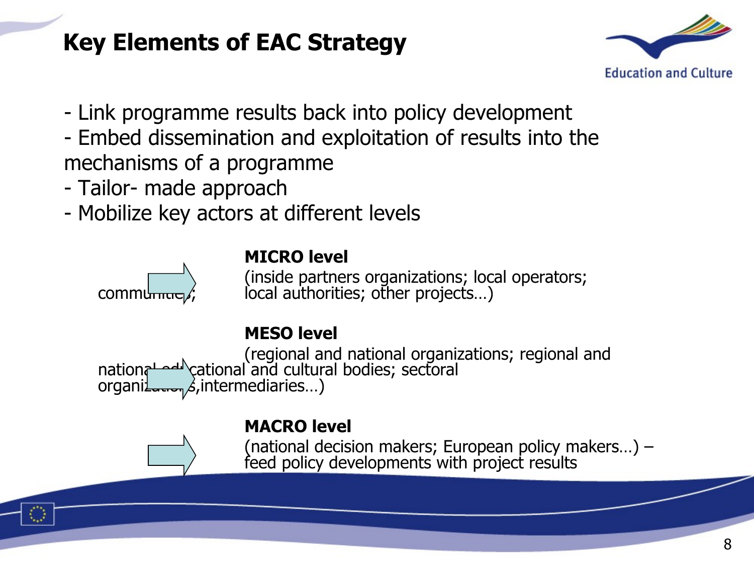# Key Elements of EAC Strategy

- Link programme results back into policy development
- Embed dissemination and exploitation of results into the mechanisms of a programme
- Tailor- made approach
- Mobilize key actors at different levels

**MICRO level**

(inside partners organizations; local operators; communities; local authorities; other projects…)

**MESO level**

(regional and national organizations; regional and national educational and cultural bodies; sectoral organizations,intermediaries…)

**MACRO level**

(national decision makers; European policy makers…) – feed policy developments with project results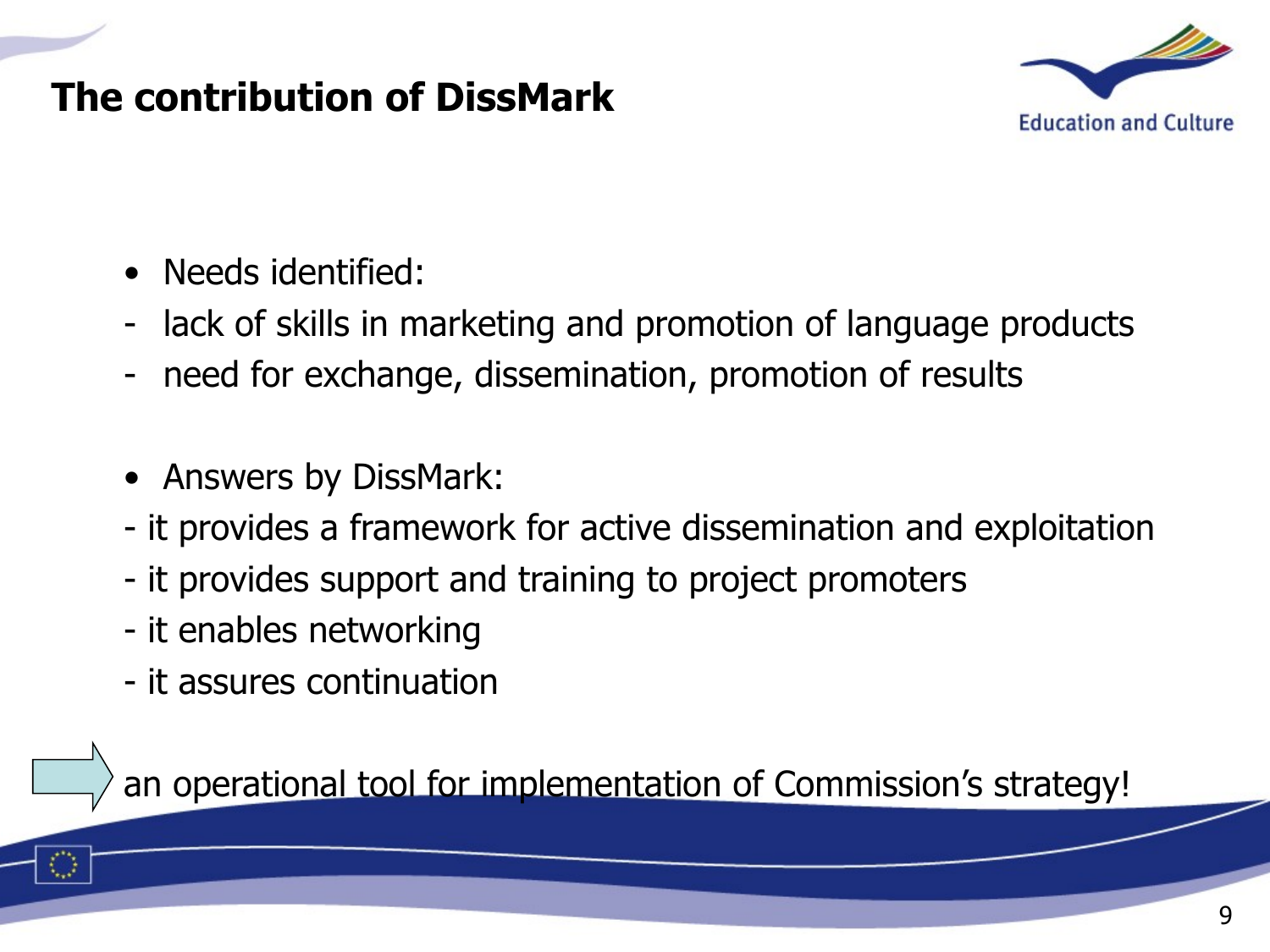# The contribution of DissMark

- Needs identified:
  - lack of skills in marketing and promotion of language products
  - need for exchange, dissemination, promotion of results

- Answers by DissMark:
  - it provides a framework for active dissemination and exploitation
  - it provides support and training to project promoters
  - it enables networking
  - it assures continuation

➡ an operational tool for implementation of Commission's strategy!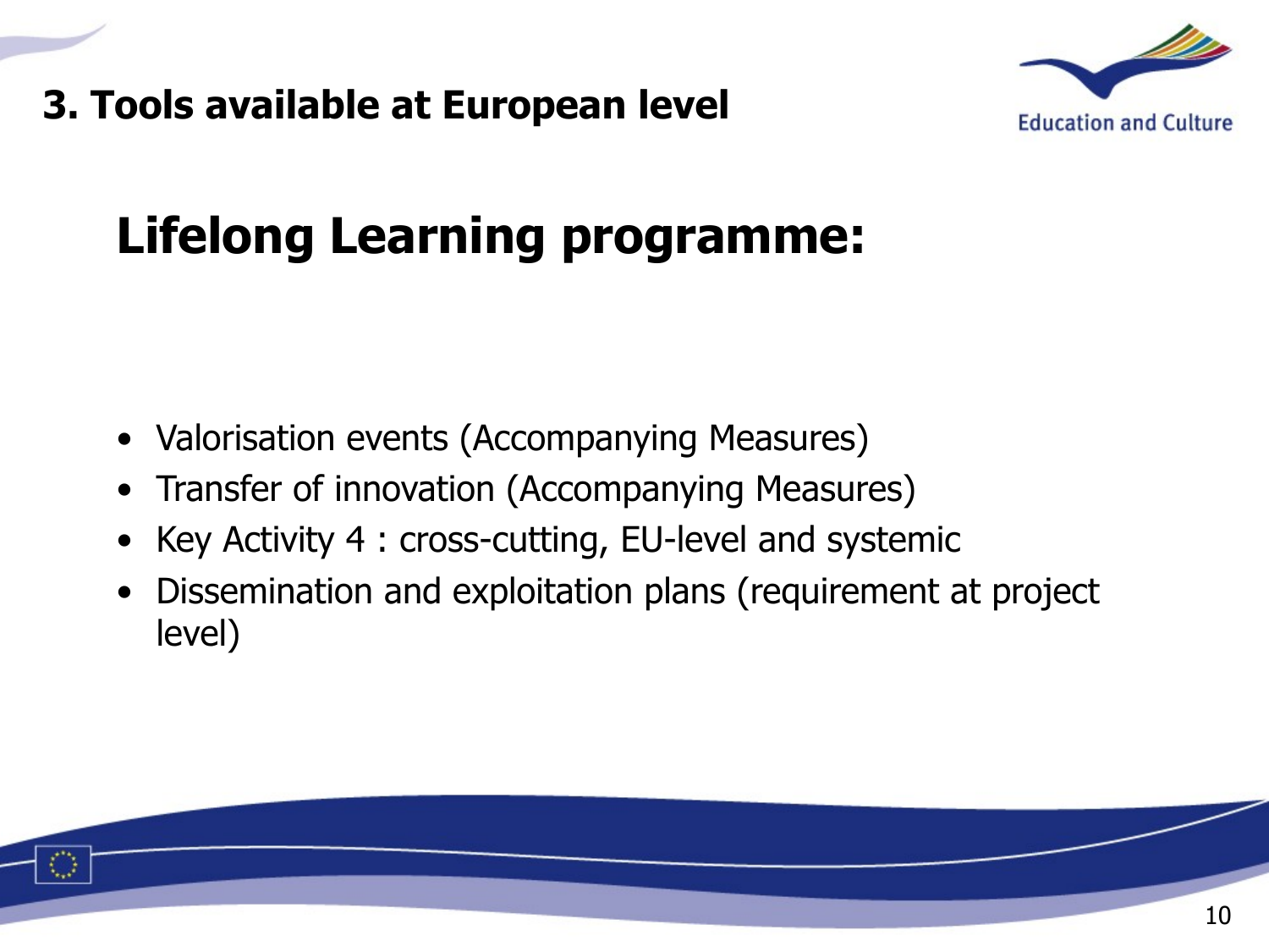## 3. Tools available at European level

# Lifelong Learning programme:

- Valorisation events (Accompanying Measures)
- Transfer of innovation (Accompanying Measures)
- Key Activity 4 : cross-cutting, EU-level and systemic
- Dissemination and exploitation plans (requirement at project level)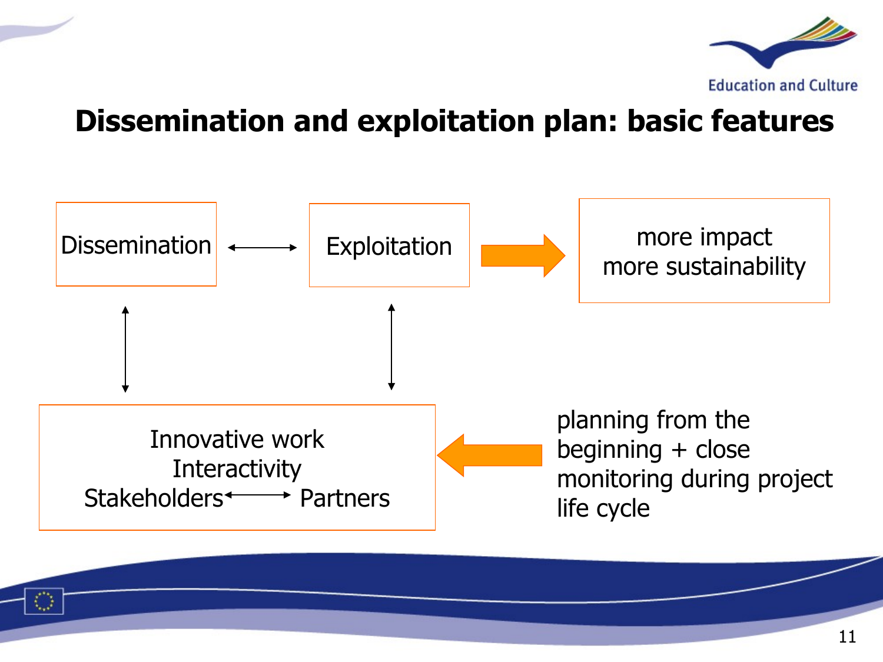# Dissemination and exploitation plan: basic features

Dissemination ⟷ Exploitation → more impact, more sustainability

Innovative work
Interactivity
Stakeholders ⟷ Partners

← planning from the beginning + close monitoring during project life cycle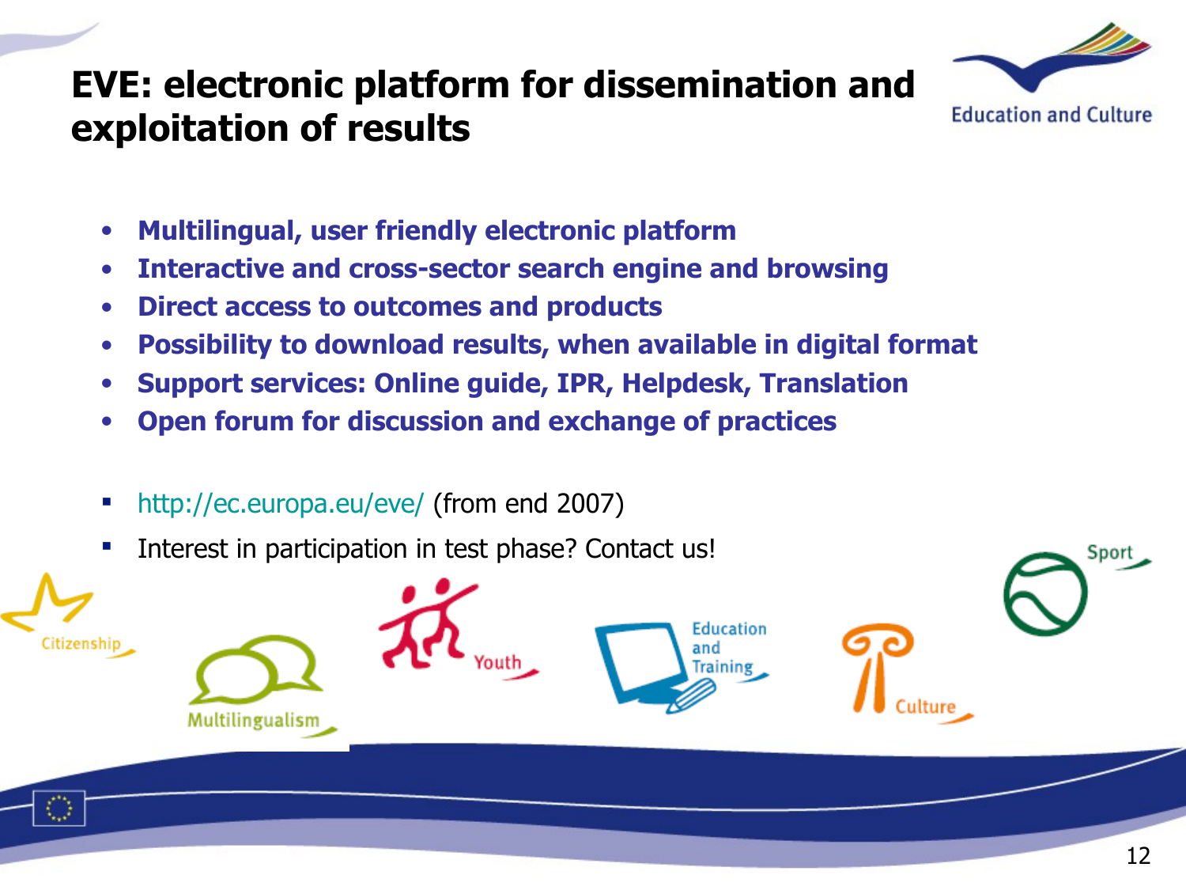# EVE: electronic platform for dissemination and exploitation of results

- **Multilingual, user friendly electronic platform**
- **Interactive and cross-sector search engine and browsing**
- **Direct access to outcomes and products**
- **Possibility to download results, when available in digital format**
- **Support services: Online guide, IPR, Helpdesk, Translation**
- **Open forum for discussion and exchange of practices**

- http://ec.europa.eu/eve/ (from end 2007)
- Interest in participation in test phase? Contact us!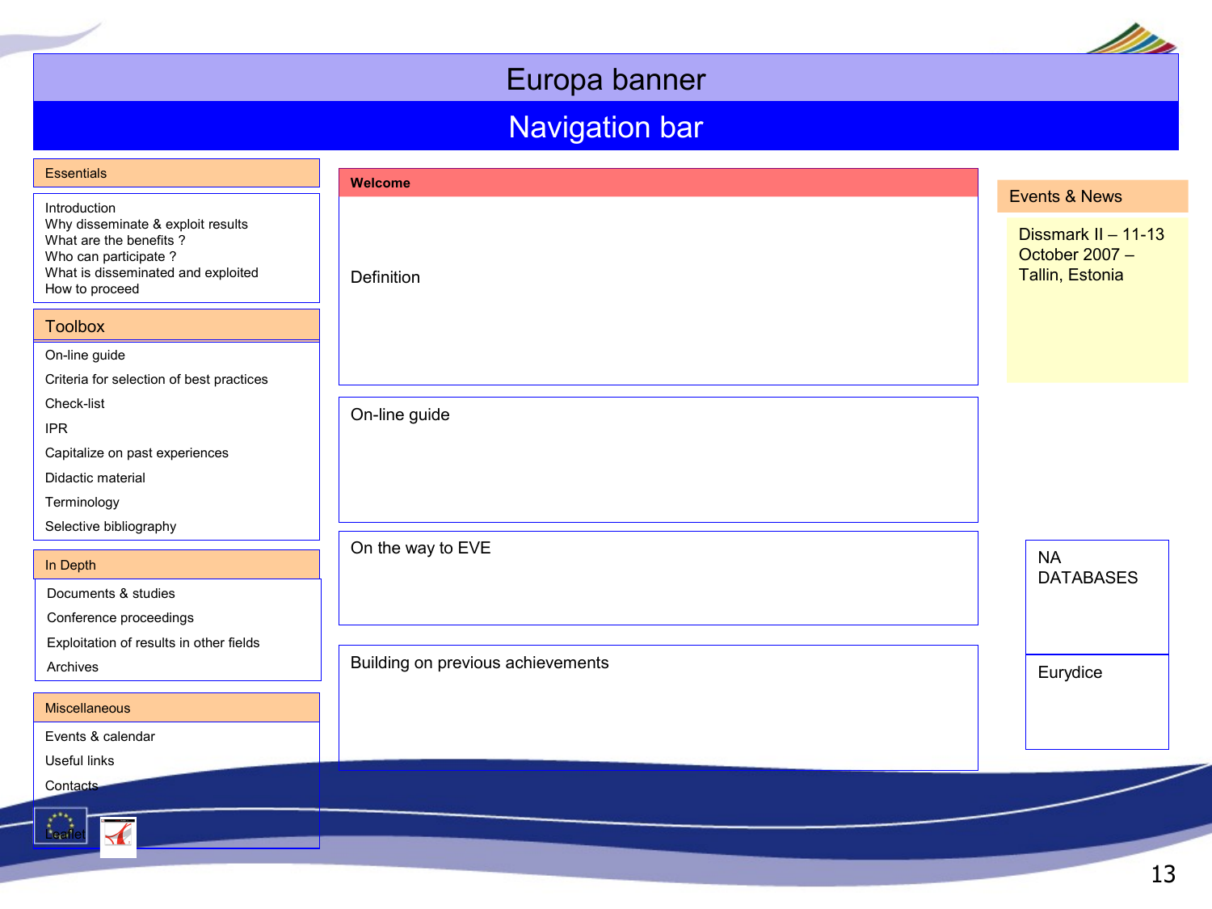# Europa banner

## Navigation bar

### Essentials

- Introduction
- Why disseminate & exploit results
- What are the benefits ?
- Who can participate ?
- What is disseminated and exploited
- How to proceed

### Toolbox

- On-line guide
- Criteria for selection of best practices
- Check-list
- IPR
- Capitalize on past experiences
- Didactic material
- Terminology
- Selective bibliography

### In Depth

- Documents & studies
- Conference proceedings
- Exploitation of results in other fields
- Archives

### Miscellaneous

- Events & calendar
- Useful links
- Contacts

Leaflet

### Welcome

Definition

On-line guide

On the way to EVE

Building on previous achievements

### Events & News

Dissmark II – 11-13 October 2007 – Tallin, Estonia

NA DATABASES

Eurydice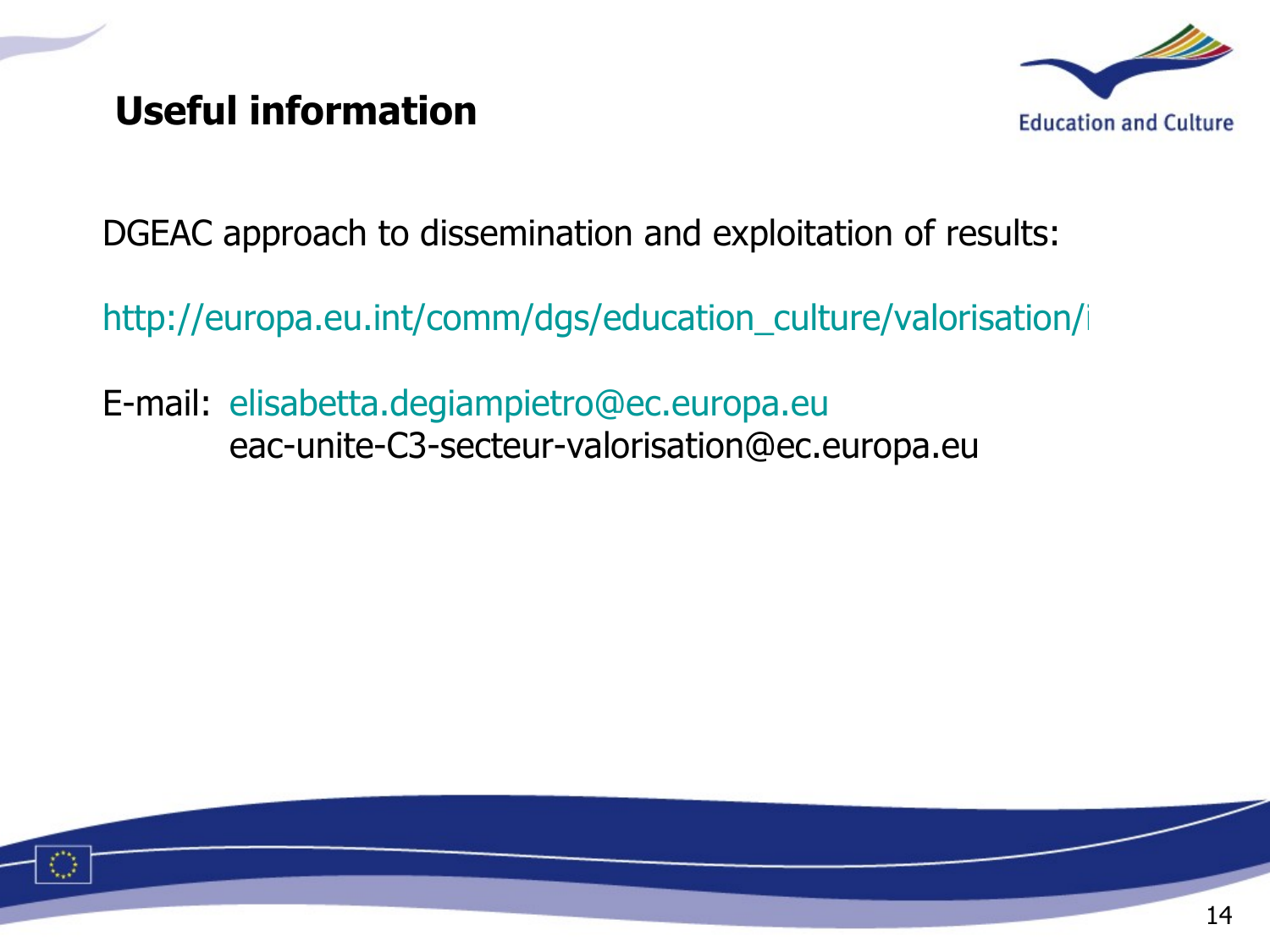# Useful information

DGEAC approach to dissemination and exploitation of results:

http://europa.eu.int/comm/dgs/education_culture/valorisation/i

E-mail: elisabetta.degiampietro@ec.europa.eu
eac-unite-C3-secteur-valorisation@ec.europa.eu